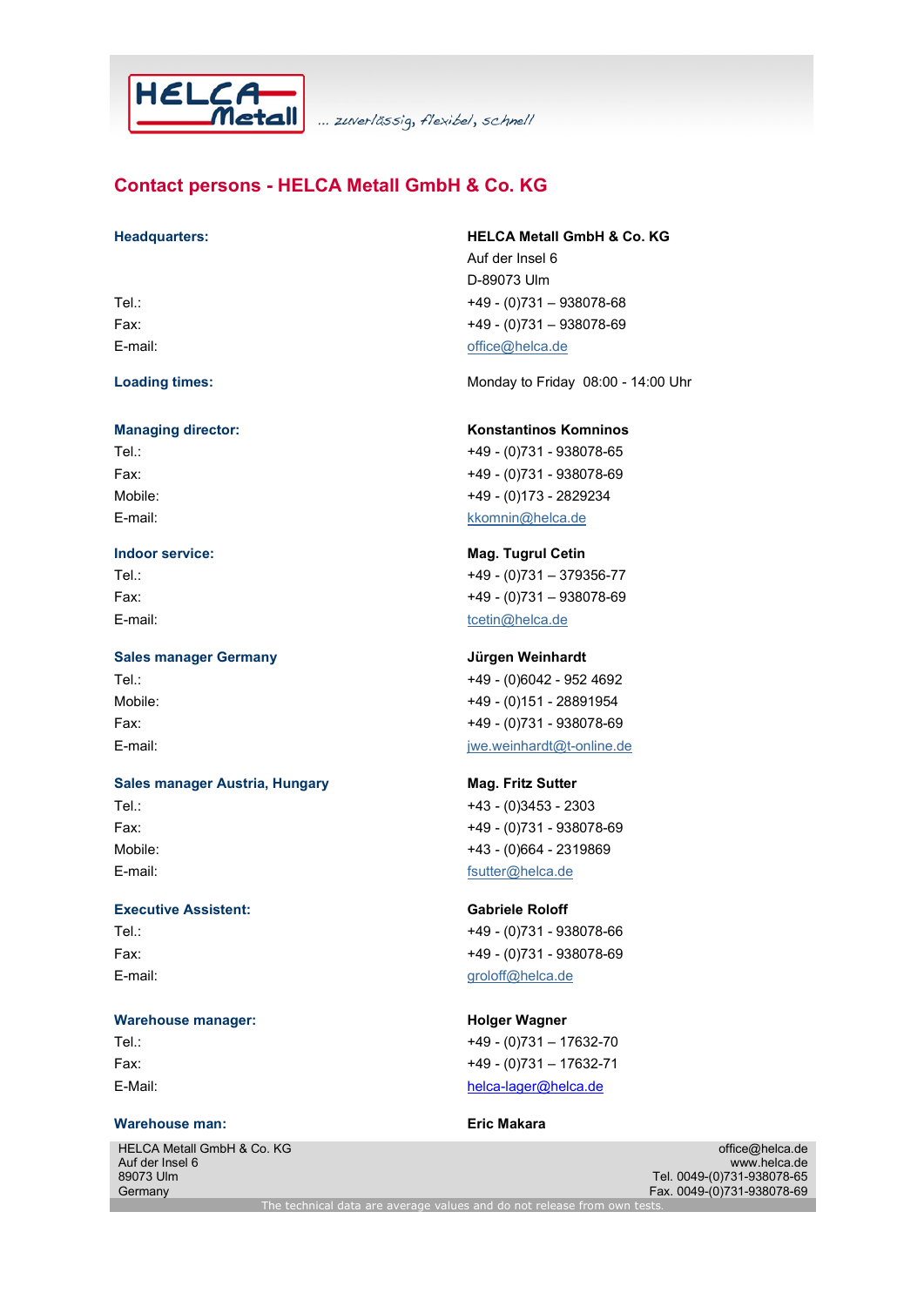... zuverlässig, flexibel, schnell

# Contact persons - HELCA Metall GmbH & Co. KG

| | |
|---|---|
| **Headquarters:** | **HELCA Metall GmbH & Co. KG** |
| | Auf der Insel 6 |
| | D-89073 Ulm |
| Tel.: | +49 - (0)731 – 938078-68 |
| Fax: | +49 - (0)731 – 938078-69 |
| E-mail: | office@helca.de |
| **Loading times:** | Monday to Friday 08:00 - 14:00 Uhr |
| **Managing director:** | **Konstantinos Komninos** |
| Tel.: | +49 - (0)731 - 938078-65 |
| Fax: | +49 - (0)731 - 938078-69 |
| Mobile: | +49 - (0)173 - 2829234 |
| E-mail: | kkomnin@helca.de |
| **Indoor service:** | **Mag. Tugrul Cetin** |
| Tel.: | +49 - (0)731 – 379356-77 |
| Fax: | +49 - (0)731 – 938078-69 |
| E-mail: | tcetin@helca.de |
| **Sales manager Germany** | **Jürgen Weinhardt** |
| Tel.: | +49 - (0)6042 - 952 4692 |
| Mobile: | +49 - (0)151 - 28891954 |
| Fax: | +49 - (0)731 - 938078-69 |
| E-mail: | jwe.weinhardt@t-online.de |
| **Sales manager Austria, Hungary** | **Mag. Fritz Sutter** |
| Tel.: | +43 - (0)3453 - 2303 |
| Fax: | +49 - (0)731 - 938078-69 |
| Mobile: | +43 - (0)664 - 2319869 |
| E-mail: | fsutter@helca.de |
| **Executive Assistent:** | **Gabriele Roloff** |
| Tel.: | +49 - (0)731 - 938078-66 |
| Fax: | +49 - (0)731 - 938078-69 |
| E-mail: | groloff@helca.de |
| **Warehouse manager:** | **Holger Wagner** |
| Tel.: | +49 - (0)731 – 17632-70 |
| Fax: | +49 - (0)731 – 17632-71 |
| E-Mail: | helca-lager@helca.de |
| **Warehouse man:** | **Eric Makara** |

HELCA Metall GmbH & Co. KG
Auf der Insel 6
89073 Ulm
Germany

office@helca.de
www.helca.de
Tel. 0049-(0)731-938078-65
Fax. 0049-(0)731-938078-69

The technical data are average values and do not release from own tests.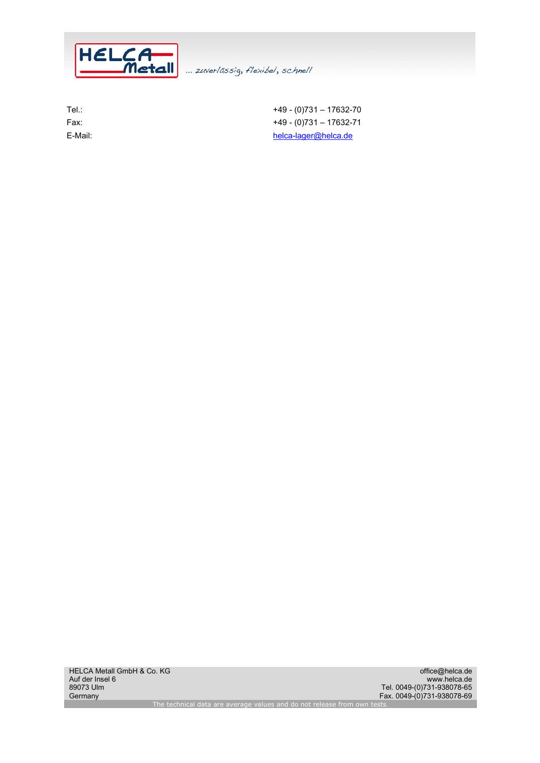| | |
|---|---|
| Tel.: | +49 - (0)731 – 17632-70 |
| Fax: | +49 - (0)731 – 17632-71 |
| E-Mail: | helca-lager@helca.de |